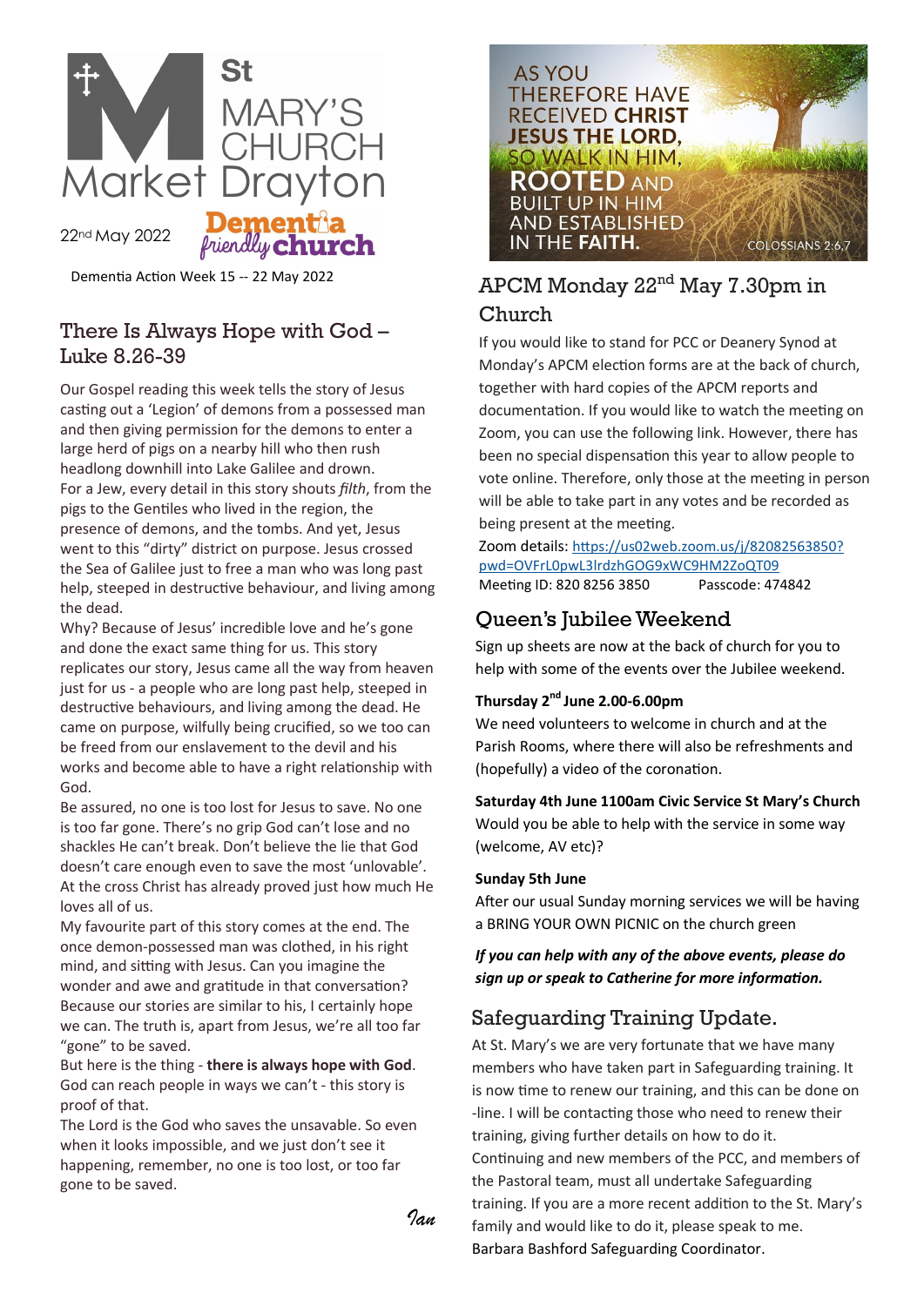St MARY'S CHURCH Market Drayton

22nd May 2022

Dementia friendly church

Dementia Action Week 15 -- 22 May 2022

## There Is Always Hope with God – Luke 8.26-39

Our Gospel reading this week tells the story of Jesus casting out a 'Legion' of demons from a possessed man and then giving permission for the demons to enter a large herd of pigs on a nearby hill who then rush headlong downhill into Lake Galilee and drown.

For a Jew, every detail in this story shouts *filth*, from the pigs to the Gentiles who lived in the region, the presence of demons, and the tombs. And yet, Jesus went to this "dirty" district on purpose. Jesus crossed the Sea of Galilee just to free a man who was long past help, steeped in destructive behaviour, and living among the dead.

Why? Because of Jesus' incredible love and he's gone and done the exact same thing for us. This story replicates our story, Jesus came all the way from heaven just for us - a people who are long past help, steeped in destructive behaviours, and living among the dead. He came on purpose, wilfully being crucified, so we too can be freed from our enslavement to the devil and his works and become able to have a right relationship with God.

Be assured, no one is too lost for Jesus to save. No one is too far gone. There's no grip God can't lose and no shackles He can't break. Don't believe the lie that God doesn't care enough even to save the most 'unlovable'. At the cross Christ has already proved just how much He loves all of us.

My favourite part of this story comes at the end. The once demon-possessed man was clothed, in his right mind, and sitting with Jesus. Can you imagine the wonder and awe and gratitude in that conversation? Because our stories are similar to his, I certainly hope we can. The truth is, apart from Jesus, we're all too far "gone" to be saved.

But here is the thing - **there is always hope with God**. God can reach people in ways we can't - this story is proof of that.

The Lord is the God who saves the unsavable. So even when it looks impossible, and we just don't see it happening, remember, no one is too lost, or too far gone to be saved.

*Ian*

AS YOU THEREFORE HAVE RECEIVED CHRIST JESUS THE LORD, SO WALK IN HIM, ROOTED AND BUILT UP IN HIM AND ESTABLISHED IN THE FAITH. COLOSSIANS 2:6,7

## APCM Monday 22nd May 7.30pm in Church

If you would like to stand for PCC or Deanery Synod at Monday's APCM election forms are at the back of church, together with hard copies of the APCM reports and documentation. If you would like to watch the meeting on Zoom, you can use the following link. However, there has been no special dispensation this year to allow people to vote online. Therefore, only those at the meeting in person will be able to take part in any votes and be recorded as being present at the meeting.

Zoom details: https://us02web.zoom.us/j/82082563850?pwd=OVFrL0pwL3lrdzhGOG9xWC9HM2ZoQT09

Meeting ID: 820 8256 3850 Passcode: 474842

## Queen's Jubilee Weekend

Sign up sheets are now at the back of church for you to help with some of the events over the Jubilee weekend.

**Thursday 2nd June 2.00-6.00pm**

We need volunteers to welcome in church and at the Parish Rooms, where there will also be refreshments and (hopefully) a video of the coronation.

**Saturday 4th June 1100am Civic Service St Mary's Church**

Would you be able to help with the service in some way (welcome, AV etc)?

**Sunday 5th June**

After our usual Sunday morning services we will be having a BRING YOUR OWN PICNIC on the church green

***If you can help with any of the above events, please do sign up or speak to Catherine for more information.***

## Safeguarding Training Update.

At St. Mary's we are very fortunate that we have many members who have taken part in Safeguarding training. It is now time to renew our training, and this can be done on-line. I will be contacting those who need to renew their training, giving further details on how to do it.

Continuing and new members of the PCC, and members of the Pastoral team, must all undertake Safeguarding training. If you are a more recent addition to the St. Mary's family and would like to do it, please speak to me.

Barbara Bashford Safeguarding Coordinator.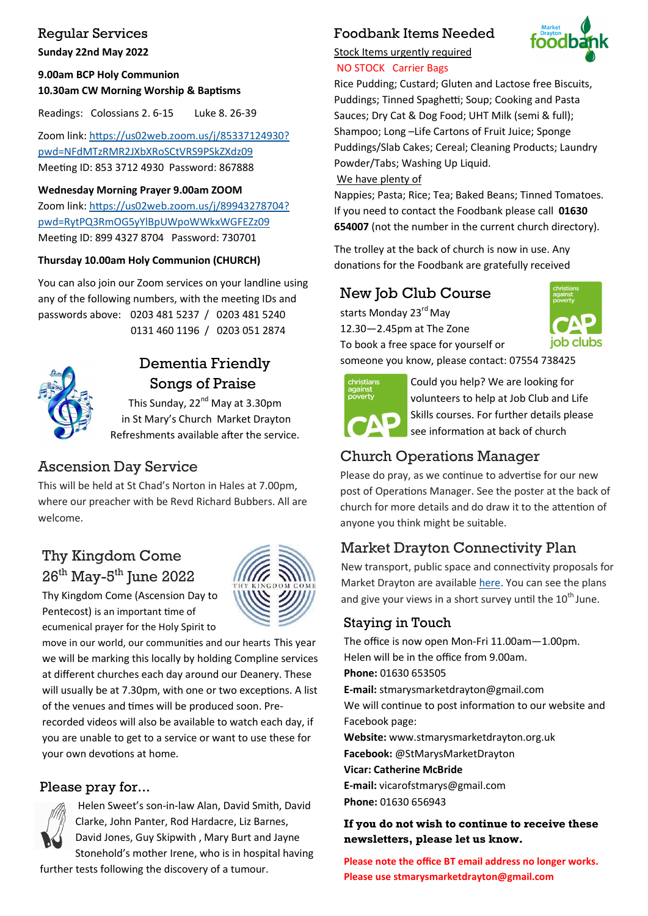## Regular Services

**Sunday 22nd May 2022**

**9.00am BCP Holy Communion**
**10.30am CW Morning Worship & Baptisms**

Readings: Colossians 2. 6-15 Luke 8. 26-39

Zoom link: https://us02web.zoom.us/j/85337124930?pwd=NFdMTzRMR2JXbXRoSCtVRS9PSkZXdz09
Meeting ID: 853 3712 4930 Password: 867888

**Wednesday Morning Prayer 9.00am ZOOM**
Zoom link: https://us02web.zoom.us/j/89943278704?pwd=RytPQ3RmOG5yYlBpUWpoWWkxWGFEZz09
Meeting ID: 899 4327 8704 Password: 730701

**Thursday 10.00am Holy Communion (CHURCH)**

You can also join our Zoom services on your landline using any of the following numbers, with the meeting IDs and passwords above: 0203 481 5237 / 0203 481 5240 / 0131 460 1196 / 0203 051 2874

## Dementia Friendly Songs of Praise

This Sunday, 22nd May at 3.30pm
in St Mary's Church Market Drayton
Refreshments available after the service.

## Ascension Day Service

This will be held at St Chad's Norton in Hales at 7.00pm, where our preacher with be Revd Richard Bubbers. All are welcome.

## Thy Kingdom Come 26th May-5th June 2022

Thy Kingdom Come (Ascension Day to Pentecost) is an important time of ecumenical prayer for the Holy Spirit to move in our world, our communities and our hearts This year we will be marking this locally by holding Compline services at different churches each day around our Deanery. These will usually be at 7.30pm, with one or two exceptions. A list of the venues and times will be produced soon. Pre-recorded videos will also be available to watch each day, if you are unable to get to a service or want to use these for your own devotions at home.

## Please pray for...

Helen Sweet's son-in-law Alan, David Smith, David Clarke, John Panter, Rod Hardacre, Liz Barnes, David Jones, Guy Skipwith , Mary Burt and Jayne Stonehold's mother Irene, who is in hospital having further tests following the discovery of a tumour.

## Foodbank Items Needed

Market Drayton foodbank

Stock Items urgently required

NO STOCK Carrier Bags

Rice Pudding; Custard; Gluten and Lactose free Biscuits, Puddings; Tinned Spaghetti; Soup; Cooking and Pasta Sauces; Dry Cat & Dog Food; UHT Milk (semi & full); Shampoo; Long –Life Cartons of Fruit Juice; Sponge Puddings/Slab Cakes; Cereal; Cleaning Products; Laundry Powder/Tabs; Washing Up Liquid.

We have plenty of

Nappies; Pasta; Rice; Tea; Baked Beans; Tinned Tomatoes.

If you need to contact the Foodbank please call **01630 654007** (not the number in the current church directory).

The trolley at the back of church is now in use. Any donations for the Foodbank are gratefully received

## New Job Club Course

starts Monday 23rd May
12.30—2.45pm at The Zone
To book a free space for yourself or someone you know, please contact: 07554 738425

christians against poverty CAP job clubs

christians against poverty CAP

Could you help? We are looking for volunteers to help at Job Club and Life Skills courses. For further details please see information at back of church

## Church Operations Manager

Please do pray, as we continue to advertise for our new post of Operations Manager. See the poster at the back of church for more details and do draw it to the attention of anyone you think might be suitable.

## Market Drayton Connectivity Plan

New transport, public space and connectivity proposals for Market Drayton are available here. You can see the plans and give your views in a short survey until the 10th June.

## Staying in Touch

The office is now open Mon-Fri 11.00am—1.00pm.
Helen will be in the office from 9.00am.
**Phone:** 01630 653505
**E-mail:** stmarysmarketdrayton@gmail.com
We will continue to post information to our website and Facebook page:
**Website:** www.stmarysmarketdrayton.org.uk
**Facebook:** @StMarysMarketDrayton
**Vicar: Catherine McBride**
**E-mail:** vicarofstmarys@gmail.com
**Phone:** 01630 656943

**If you do not wish to continue to receive these newsletters, please let us know.**

**Please note the office BT email address no longer works. Please use stmarysmarketdrayton@gmail.com**